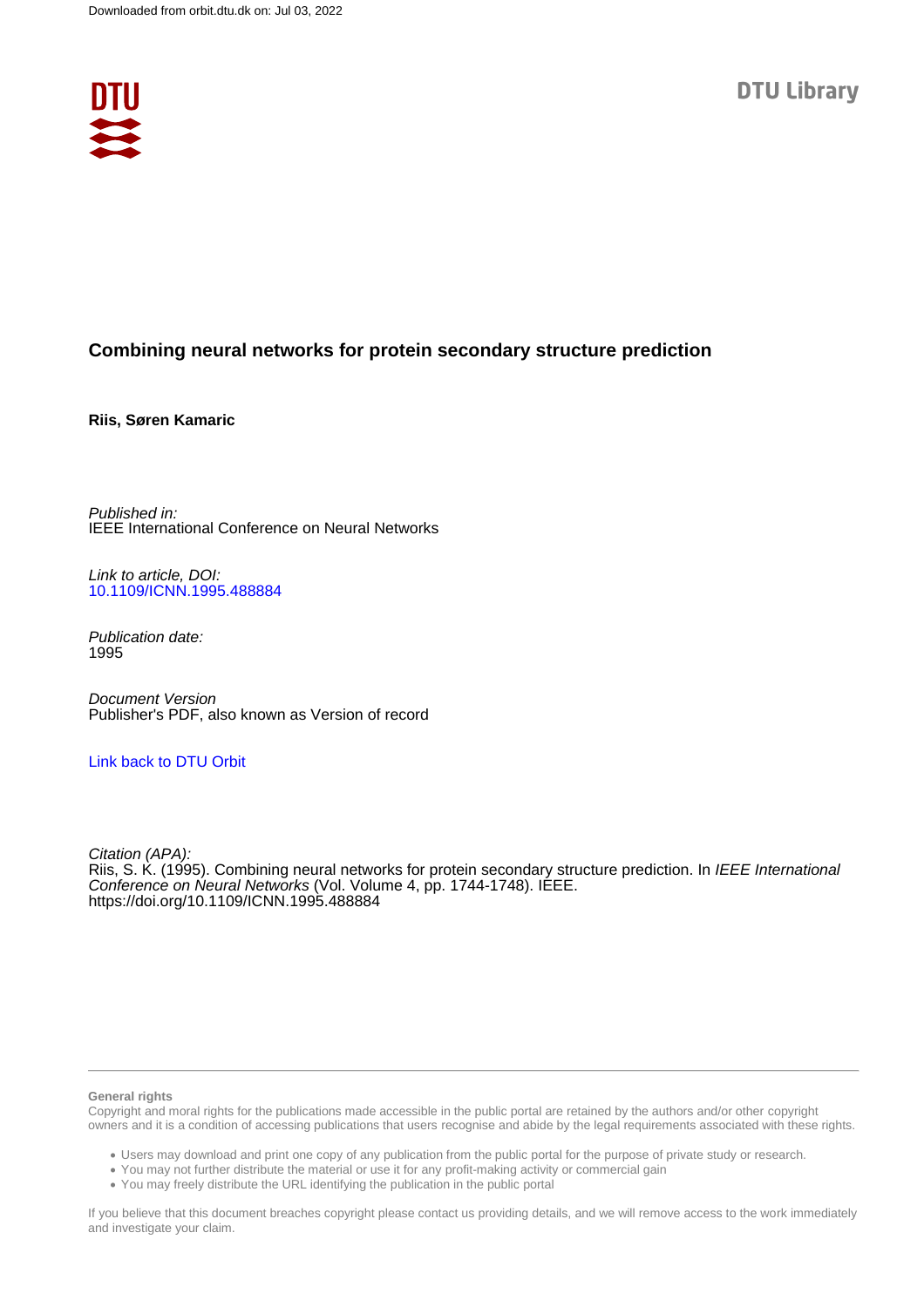Downloaded from orbit.dtu.dk on: Jul 03, 2022

DTU Library

# Combining neural networks for protein secondary structure prediction

**Riis, Søren Kamaric**

*Published in:*
IEEE International Conference on Neural Networks

*Link to article, DOI:*
10.1109/ICNN.1995.488884

*Publication date:*
1995

*Document Version*
Publisher's PDF, also known as Version of record

Link back to DTU Orbit

*Citation (APA):*
Riis, S. K. (1995). Combining neural networks for protein secondary structure prediction. In *IEEE International Conference on Neural Networks* (Vol. Volume 4, pp. 1744-1748). IEEE. https://doi.org/10.1109/ICNN.1995.488884

**General rights**
Copyright and moral rights for the publications made accessible in the public portal are retained by the authors and/or other copyright owners and it is a condition of accessing publications that users recognise and abide by the legal requirements associated with these rights.

- Users may download and print one copy of any publication from the public portal for the purpose of private study or research.
- You may not further distribute the material or use it for any profit-making activity or commercial gain
- You may freely distribute the URL identifying the publication in the public portal

If you believe that this document breaches copyright please contact us providing details, and we will remove access to the work immediately and investigate your claim.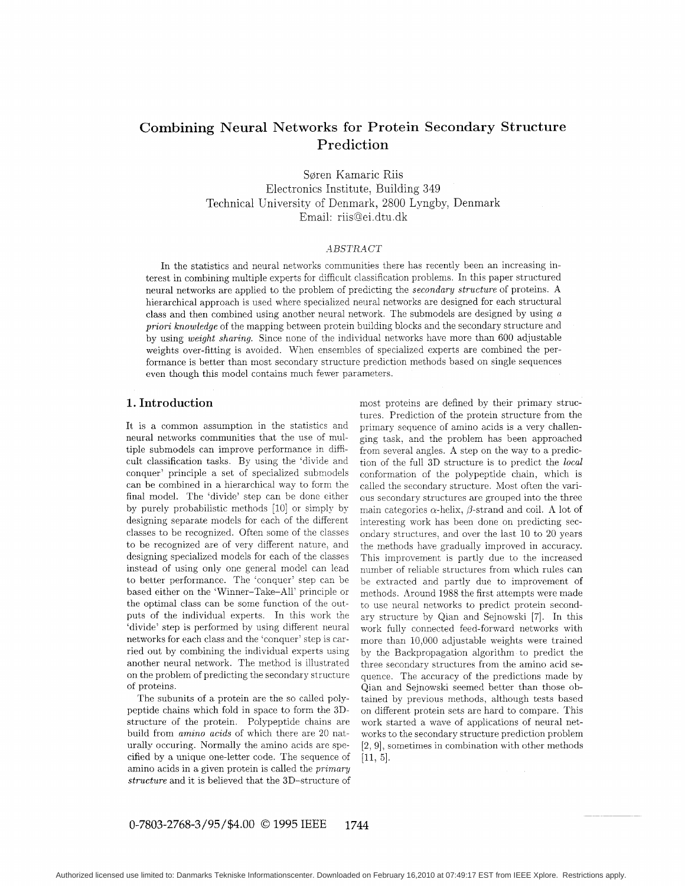# Combining Neural Networks for Protein Secondary Structure Prediction

Søren Kamaric Riis
Electronics Institute, Building 349
Technical University of Denmark, 2800 Lyngby, Denmark
Email: riis@ei.dtu.dk

*ABSTRACT*

In the statistics and neural networks communities there has recently been an increasing interest in combining multiple experts for difficult classification problems. In this paper structured neural networks are applied to the problem of predicting the *secondary structure* of proteins. A hierarchical approach is used where specialized neural networks are designed for each structural class and then combined using another neural network. The submodels are designed by using *a priori knowledge* of the mapping between protein building blocks and the secondary structure and by using *weight sharing*. Since none of the individual networks have more than 600 adjustable weights over-fitting is avoided. When ensembles of specialized experts are combined the performance is better than most secondary structure prediction methods based on single sequences even though this model contains much fewer parameters.

## 1. Introduction

It is a common assumption in the statistics and neural networks communities that the use of multiple submodels can improve performance in difficult classification tasks. By using the 'divide and conquer' principle a set of specialized submodels can be combined in a hierarchical way to form the final model. The 'divide' step can be done either by purely probabilistic methods [10] or simply by designing separate models for each of the different classes to be recognized. Often some of the classes to be recognized are of very different nature, and designing specialized models for each of the classes instead of using only one general model can lead to better performance. The 'conquer' step can be based either on the 'Winner–Take–All' principle or the optimal class can be some function of the outputs of the individual experts. In this work the 'divide' step is performed by using different neural networks for each class and the 'conquer' step is carried out by combining the individual experts using another neural network. The method is illustrated on the problem of predicting the secondary structure of proteins.

The subunits of a protein are the so called polypeptide chains which fold in space to form the 3D-structure of the protein. Polypeptide chains are build from *amino acids* of which there are 20 naturally occuring. Normally the amino acids are specified by a unique one-letter code. The sequence of amino acids in a given protein is called the *primary structure* and it is believed that the 3D–structure of most proteins are defined by their primary structures. Prediction of the protein structure from the primary sequence of amino acids is a very challenging task, and the problem has been approached from several angles. A step on the way to a prediction of the full 3D structure is to predict the *local* conformation of the polypeptide chain, which is called the secondary structure. Most often the various secondary structures are grouped into the three main categories $\alpha$-helix, $\beta$-strand and coil. A lot of interesting work has been done on predicting secondary structures, and over the last 10 to 20 years the methods have gradually improved in accuracy. This improvement is partly due to the increased number of reliable structures from which rules can be extracted and partly due to improvement of methods. Around 1988 the first attempts were made to use neural networks to predict protein secondary structure by Qian and Sejnowski [7]. In this work fully connected feed-forward networks with more than 10,000 adjustable weights were trained by the Backpropagation algorithm to predict the three secondary structures from the amino acid sequence. The accuracy of the predictions made by Qian and Sejnowski seemed better than those obtained by previous methods, although tests based on different protein sets are hard to compare. This work started a wave of applications of neural networks to the secondary structure prediction problem [2, 9], sometimes in combination with other methods [11, 5].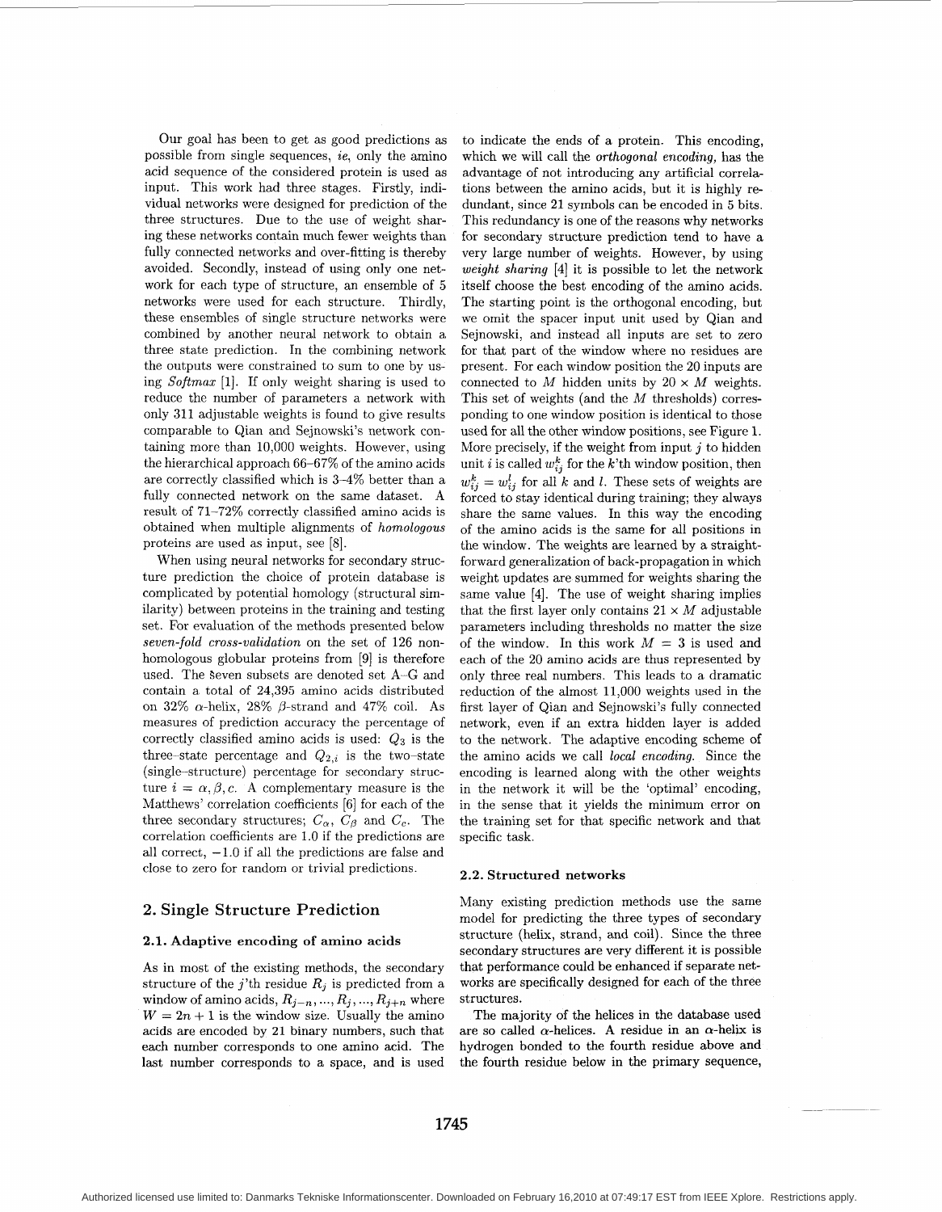Our goal has been to get as good predictions as possible from single sequences, *ie*, only the amino acid sequence of the considered protein is used as input. This work had three stages. Firstly, individual networks were designed for prediction of the three structures. Due to the use of weight sharing these networks contain much fewer weights than fully connected networks and over-fitting is thereby avoided. Secondly, instead of using only one network for each type of structure, an ensemble of 5 networks were used for each structure. Thirdly, these ensembles of single structure networks were combined by another neural network to obtain a three state prediction. In the combining network the outputs were constrained to sum to one by using *Softmax* [1]. If only weight sharing is used to reduce the number of parameters a network with only 311 adjustable weights is found to give results comparable to Qian and Sejnowski's network containing more than 10,000 weights. However, using the hierarchical approach 66–67% of the amino acids are correctly classified which is 3–4% better than a fully connected network on the same dataset. A result of 71–72% correctly classified amino acids is obtained when multiple alignments of *homologous* proteins are used as input, see [8].

When using neural networks for secondary structure prediction the choice of protein database is complicated by potential homology (structural similarity) between proteins in the training and testing set. For evaluation of the methods presented below *seven-fold cross-validation* on the set of 126 nonhomologous globular proteins from [9] is therefore used. The seven subsets are denoted set A–G and contain a total of 24,395 amino acids distributed on 32% $\alpha$-helix, 28% $\beta$-strand and 47% coil. As measures of prediction accuracy the percentage of correctly classified amino acids is used: $Q_3$ is the three–state percentage and $Q_{2,i}$ is the two–state (single–structure) percentage for secondary structure $i = \alpha, \beta, c$. A complementary measure is the Matthews' correlation coefficients [6] for each of the three secondary structures; $C_\alpha$, $C_\beta$ and $C_c$. The correlation coefficients are 1.0 if the predictions are all correct, $-1.0$ if all the predictions are false and close to zero for random or trivial predictions.

## 2. Single Structure Prediction

### 2.1. Adaptive encoding of amino acids

As in most of the existing methods, the secondary structure of the $j$'th residue $R_j$ is predicted from a window of amino acids, $R_{j-n}, ..., R_j, ..., R_{j+n}$ where $W = 2n + 1$ is the window size. Usually the amino acids are encoded by 21 binary numbers, such that each number corresponds to one amino acid. The last number corresponds to a space, and is used to indicate the ends of a protein. This encoding, which we will call the *orthogonal encoding*, has the advantage of not introducing any artificial correlations between the amino acids, but it is highly redundant, since 21 symbols can be encoded in 5 bits. This redundancy is one of the reasons why networks for secondary structure prediction tend to have a very large number of weights. However, by using *weight sharing* [4] it is possible to let the network itself choose the best encoding of the amino acids. The starting point is the orthogonal encoding, but we omit the spacer input unit used by Qian and Sejnowski, and instead all inputs are set to zero for that part of the window where no residues are present. For each window position the 20 inputs are connected to $M$ hidden units by $20 \times M$ weights. This set of weights (and the $M$ thresholds) corresponding to one window position is identical to those used for all the other window positions, see Figure 1. More precisely, if the weight from input $j$ to hidden unit $i$ is called $w_{ij}^k$ for the $k$'th window position, then $w_{ij}^k = w_{ij}^l$ for all $k$ and $l$. These sets of weights are forced to stay identical during training; they always share the same values. In this way the encoding of the amino acids is the same for all positions in the window. The weights are learned by a straightforward generalization of back-propagation in which weight updates are summed for weights sharing the same value [4]. The use of weight sharing implies that the first layer only contains $21 \times M$ adjustable parameters including thresholds no matter the size of the window. In this work $M = 3$ is used and each of the 20 amino acids are thus represented by only three real numbers. This leads to a dramatic reduction of the almost 11,000 weights used in the first layer of Qian and Sejnowski's fully connected network, even if an extra hidden layer is added to the network. The adaptive encoding scheme of the amino acids we call *local encoding*. Since the encoding is learned along with the other weights in the network it will be the 'optimal' encoding, in the sense that it yields the minimum error on the training set for that specific network and that specific task.

### 2.2. Structured networks

Many existing prediction methods use the same model for predicting the three types of secondary structure (helix, strand, and coil). Since the three secondary structures are very different it is possible that performance could be enhanced if separate networks are specifically designed for each of the three structures.

The majority of the helices in the database used are so called $\alpha$-helices. A residue in an $\alpha$-helix is hydrogen bonded to the fourth residue above and the fourth residue below in the primary sequence,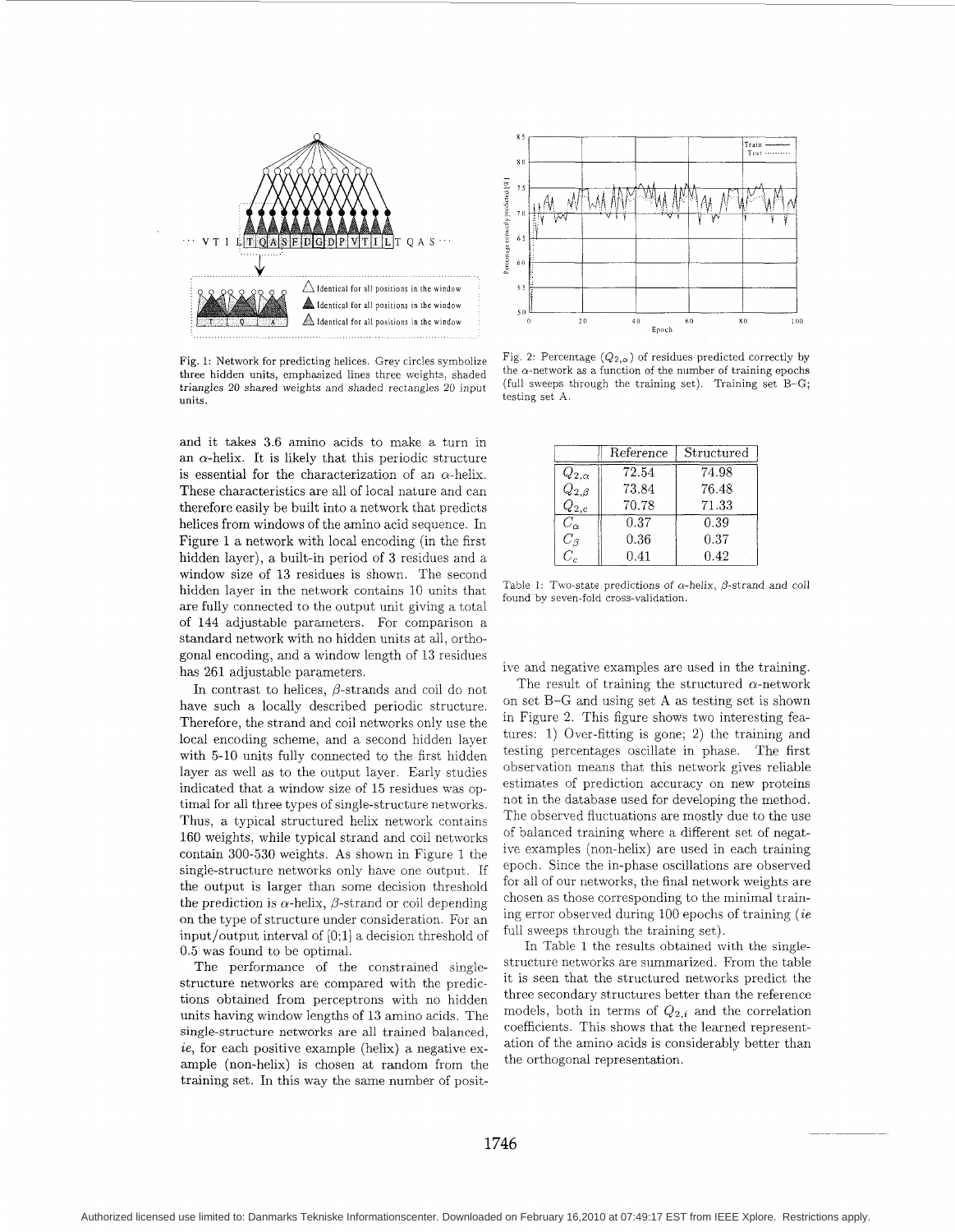Fig. 1: Network for predicting helices. Grey circles symbolize three hidden units, emphasized lines three weights, shaded triangles 20 shared weights and shaded rectangles 20 input units.

Fig. 2: Percentage ($Q_{2,\alpha}$) of residues predicted correctly by the $\alpha$-network as a function of the number of training epochs (full sweeps through the training set). Training set B–G; testing set A.

and it takes 3.6 amino acids to make a turn in an $\alpha$-helix. It is likely that this periodic structure is essential for the characterization of an $\alpha$-helix. These characteristics are all of local nature and can therefore easily be built into a network that predicts helices from windows of the amino acid sequence. In Figure 1 a network with local encoding (in the first hidden layer), a built-in period of 3 residues and a window size of 13 residues is shown. The second hidden layer in the network contains 10 units that are fully connected to the output unit giving a total of 144 adjustable parameters. For comparison a standard network with no hidden units at all, orthogonal encoding, and a window length of 13 residues has 261 adjustable parameters.

In contrast to helices, $\beta$-strands and coil do not have such a locally described periodic structure. Therefore, the strand and coil networks only use the local encoding scheme, and a second hidden layer with 5-10 units fully connected to the first hidden layer as well as to the output layer. Early studies indicated that a window size of 15 residues was optimal for all three types of single-structure networks. Thus, a typical structured helix network contains 160 weights, while typical strand and coil networks contain 300-530 weights. As shown in Figure 1 the single-structure networks only have one output. If the output is larger than some decision threshold the prediction is $\alpha$-helix, $\beta$-strand or coil depending on the type of structure under consideration. For an input/output interval of [0;1] a decision threshold of 0.5 was found to be optimal.

The performance of the constrained single-structure networks are compared with the predictions obtained from perceptrons with no hidden units having window lengths of 13 amino acids. The single-structure networks are all trained balanced, *ie*, for each positive example (helix) a negative example (non-helix) is chosen at random from the training set. In this way the same number of positive and negative examples are used in the training.

The result of training the structured $\alpha$-network on set B–G and using set A as testing set is shown in Figure 2. This figure shows two interesting features: 1) Over-fitting is gone; 2) the training and testing percentages oscillate in phase. The first observation means that this network gives reliable estimates of prediction accuracy on new proteins not in the database used for developing the method. The observed fluctuations are mostly due to the use of balanced training where a different set of negative examples (non-helix) are used in each training epoch. Since the in-phase oscillations are observed for all of our networks, the final network weights are chosen as those corresponding to the minimal training error observed during 100 epochs of training (*ie* full sweeps through the training set).

In Table 1 the results obtained with the single-structure networks are summarized. From the table it is seen that the structured networks predict the three secondary structures better than the reference models, both in terms of $Q_{2,i}$ and the correlation coefficients. This shows that the learned representation of the amino acids is considerably better than the orthogonal representation.

| | Reference | Structured |
|---|---|---|
| $Q_{2,\alpha}$ | 72.54 | 74.98 |
| $Q_{2,\beta}$ | 73.84 | 76.48 |
| $Q_{2,c}$ | 70.78 | 71.33 |
| $C_\alpha$ | 0.37 | 0.39 |
| $C_\beta$ | 0.36 | 0.37 |
| $C_c$ | 0.41 | 0.42 |

Table 1: Two-state predictions of $\alpha$-helix, $\beta$-strand and coil found by seven-fold cross-validation.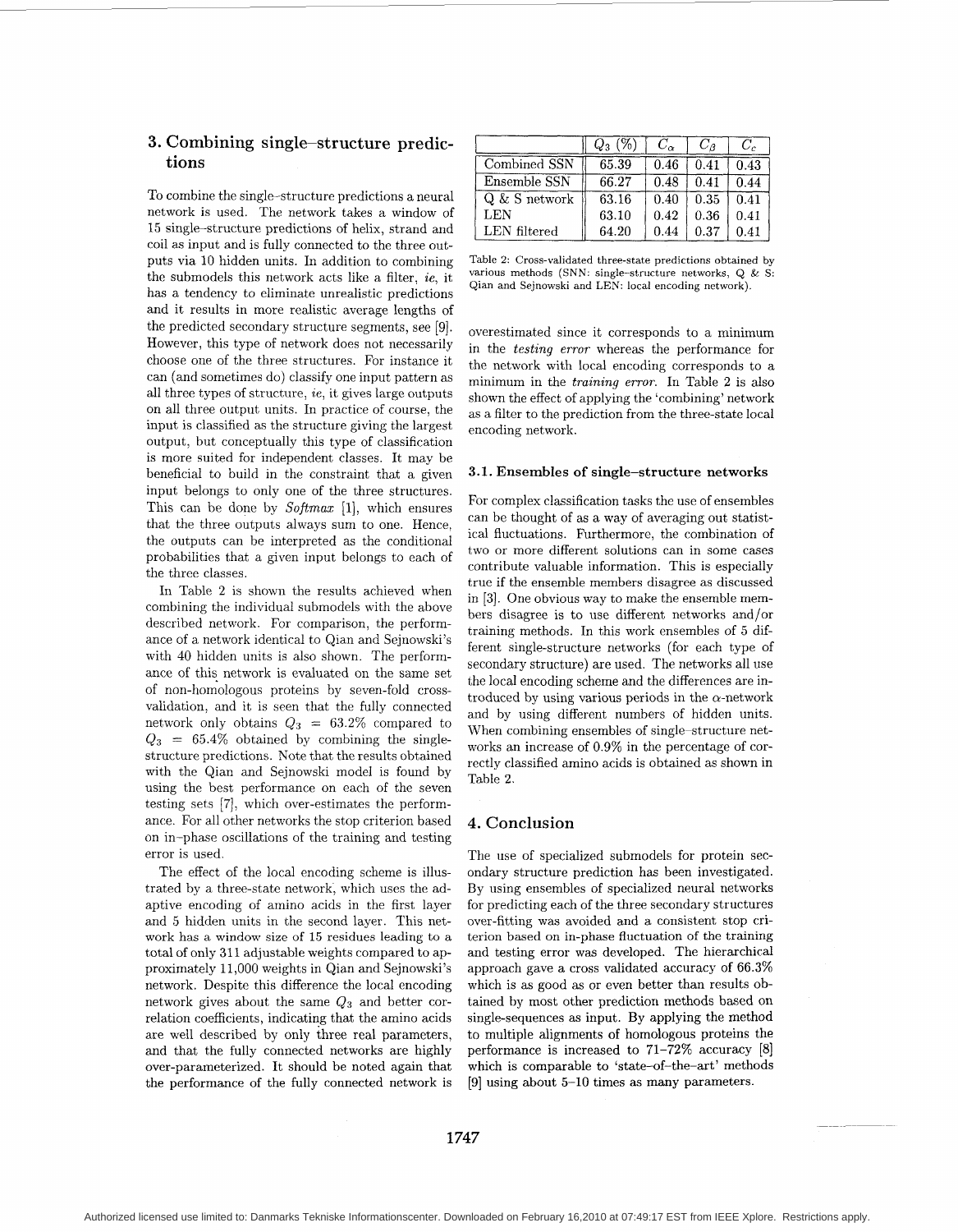## 3. Combining single–structure predictions

To combine the single–structure predictions a neural network is used. The network takes a window of 15 single–structure predictions of helix, strand and coil as input and is fully connected to the three outputs via 10 hidden units. In addition to combining the submodels this network acts like a filter, *ie*, it has a tendency to eliminate unrealistic predictions and it results in more realistic average lengths of the predicted secondary structure segments, see [9]. However, this type of network does not necessarily choose one of the three structures. For instance it can (and sometimes do) classify one input pattern as all three types of structure, *ie*, it gives large outputs on all three output units. In practice of course, the input is classified as the structure giving the largest output, but conceptually this type of classification is more suited for independent classes. It may be beneficial to build in the constraint that a given input belongs to only one of the three structures. This can be done by *Softmax* [1], which ensures that the three outputs always sum to one. Hence, the outputs can be interpreted as the conditional probabilities that a given input belongs to each of the three classes.

In Table 2 is shown the results achieved when combining the individual submodels with the above described network. For comparison, the performance of a network identical to Qian and Sejnowski's with 40 hidden units is also shown. The performance of this network is evaluated on the same set of non-homologous proteins by seven-fold cross-validation, and it is seen that the fully connected network only obtains $Q_3 = 63.2\%$ compared to $Q_3 = 65.4\%$ obtained by combining the single-structure predictions. Note that the results obtained with the Qian and Sejnowski model is found by using the best performance on each of the seven testing sets [7], which over-estimates the performance. For all other networks the stop criterion based on in–phase oscillations of the training and testing error is used.

The effect of the local encoding scheme is illustrated by a three-state network, which uses the adaptive encoding of amino acids in the first layer and 5 hidden units in the second layer. This network has a window size of 15 residues leading to a total of only 311 adjustable weights compared to approximately 11,000 weights in Qian and Sejnowski's network. Despite this difference the local encoding network gives about the same $Q_3$ and better correlation coefficients, indicating that the amino acids are well described by only three real parameters, and that the fully connected networks are highly over-parameterized. It should be noted again that the performance of the fully connected network is overestimated since it corresponds to a minimum in the *testing error* whereas the performance for the network with local encoding corresponds to a minimum in the *training error*. In Table 2 is also shown the effect of applying the 'combining' network as a filter to the prediction from the three-state local encoding network.

| | $Q_3$ (%) | $C_\alpha$ | $C_\beta$ | $C_c$ |
|---|---|---|---|---|
| Combined SSN | 65.39 | 0.46 | 0.41 | 0.43 |
| Ensemble SSN | 66.27 | 0.48 | 0.41 | 0.44 |
| Q & S network | 63.16 | 0.40 | 0.35 | 0.41 |
| LEN | 63.10 | 0.42 | 0.36 | 0.41 |
| LEN filtered | 64.20 | 0.44 | 0.37 | 0.41 |

Table 2: Cross-validated three-state predictions obtained by various methods (SNN: single-structure networks, Q & S: Qian and Sejnowski and LEN: local encoding network).

### 3.1. Ensembles of single–structure networks

For complex classification tasks the use of ensembles can be thought of as a way of averaging out statistical fluctuations. Furthermore, the combination of two or more different solutions can in some cases contribute valuable information. This is especially true if the ensemble members disagree as discussed in [3]. One obvious way to make the ensemble members disagree is to use different networks and/or training methods. In this work ensembles of 5 different single-structure networks (for each type of secondary structure) are used. The networks all use the local encoding scheme and the differences are introduced by using various periods in the $\alpha$-network and by using different numbers of hidden units. When combining ensembles of single–structure networks an increase of 0.9% in the percentage of correctly classified amino acids is obtained as shown in Table 2.

## 4. Conclusion

The use of specialized submodels for protein secondary structure prediction has been investigated. By using ensembles of specialized neural networks for predicting each of the three secondary structures over-fitting was avoided and a consistent stop criterion based on in-phase fluctuation of the training and testing error was developed. The hierarchical approach gave a cross validated accuracy of 66.3% which is as good as or even better than results obtained by most other prediction methods based on single-sequences as input. By applying the method to multiple alignments of homologous proteins the performance is increased to 71–72% accuracy [8] which is comparable to 'state–of–the–art' methods [9] using about 5–10 times as many parameters.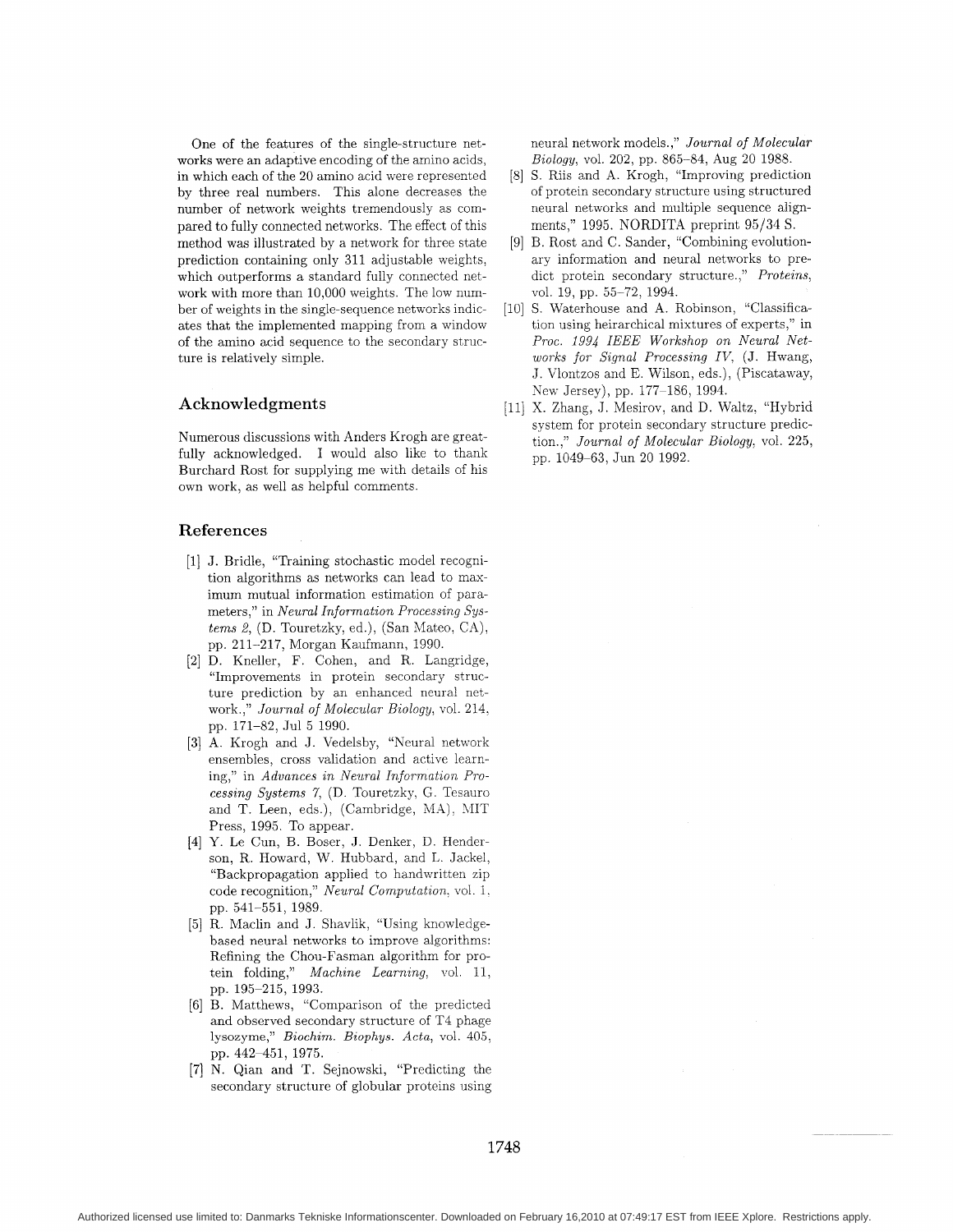One of the features of the single-structure networks were an adaptive encoding of the amino acids, in which each of the 20 amino acid were represented by three real numbers. This alone decreases the number of network weights tremendously as compared to fully connected networks. The effect of this method was illustrated by a network for three state prediction containing only 311 adjustable weights, which outperforms a standard fully connected network with more than 10,000 weights. The low number of weights in the single-sequence networks indicates that the implemented mapping from a window of the amino acid sequence to the secondary structure is relatively simple.

## Acknowledgments

Numerous discussions with Anders Krogh are gratefully acknowledged. I would also like to thank Burchard Rost for supplying me with details of his own work, as well as helpful comments.

## References

[1] J. Bridle, "Training stochastic model recognition algorithms as networks can lead to maximum mutual information estimation of parameters," in *Neural Information Processing Systems 2*, (D. Touretzky, ed.), (San Mateo, CA), pp. 211–217, Morgan Kaufmann, 1990.

[2] D. Kneller, F. Cohen, and R. Langridge, "Improvements in protein secondary structure prediction by an enhanced neural network.," *Journal of Molecular Biology*, vol. 214, pp. 171–82, Jul 5 1990.

[3] A. Krogh and J. Vedelsby, "Neural network ensembles, cross validation and active learning," in *Advances in Neural Information Processing Systems 7*, (D. Touretzky, G. Tesauro and T. Leen, eds.), (Cambridge, MA), MIT Press, 1995. To appear.

[4] Y. Le Cun, B. Boser, J. Denker, D. Henderson, R. Howard, W. Hubbard, and L. Jackel, "Backpropagation applied to handwritten zip code recognition," *Neural Computation*, vol. 1, pp. 541–551, 1989.

[5] R. Maclin and J. Shavlik, "Using knowledge-based neural networks to improve algorithms: Refining the Chou-Fasman algorithm for protein folding," *Machine Learning*, vol. 11, pp. 195–215, 1993.

[6] B. Matthews, "Comparison of the predicted and observed secondary structure of T4 phage lysozyme," *Biochim. Biophys. Acta*, vol. 405, pp. 442–451, 1975.

[7] N. Qian and T. Sejnowski, "Predicting the secondary structure of globular proteins using neural network models.," *Journal of Molecular Biology*, vol. 202, pp. 865–84, Aug 20 1988.

[8] S. Riis and A. Krogh, "Improving prediction of protein secondary structure using structured neural networks and multiple sequence alignments," 1995. NORDITA preprint 95/34 S.

[9] B. Rost and C. Sander, "Combining evolutionary information and neural networks to predict protein secondary structure.," *Proteins*, vol. 19, pp. 55–72, 1994.

[10] S. Waterhouse and A. Robinson, "Classification using heirarchical mixtures of experts," in *Proc. 1994 IEEE Workshop on Neural Networks for Signal Processing IV*, (J. Hwang, J. Vlontzos and E. Wilson, eds.), (Piscataway, New Jersey), pp. 177–186, 1994.

[11] X. Zhang, J. Mesirov, and D. Waltz, "Hybrid system for protein secondary structure prediction.," *Journal of Molecular Biology*, vol. 225, pp. 1049–63, Jun 20 1992.